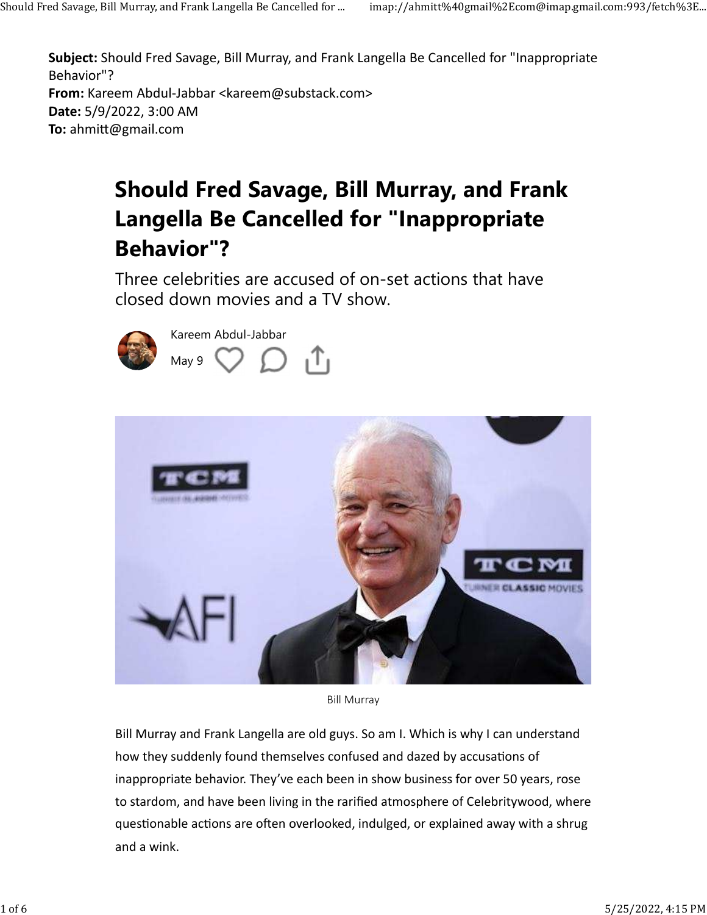**Subject:** Should Fred Savage, Bill Murray, and Frank Langella Be Cancelled for "Inappropriate Behavior"?
**From:** Kareem Abdul-Jabbar <kareem@substack.com>
**Date:** 5/9/2022, 3:00 AM
**To:** ahmitt@gmail.com

# Should Fred Savage, Bill Murray, and Frank Langella Be Cancelled for "Inappropriate Behavior"?

Three celebrities are accused of on-set actions that have closed down movies and a TV show.

Kareem Abdul-Jabbar
May 9

Bill Murray

Bill Murray and Frank Langella are old guys. So am I. Which is why I can understand how they suddenly found themselves confused and dazed by accusations of inappropriate behavior. They've each been in show business for over 50 years, rose to stardom, and have been living in the rarified atmosphere of Celebritywood, where questionable actions are often overlooked, indulged, or explained away with a shrug and a wink.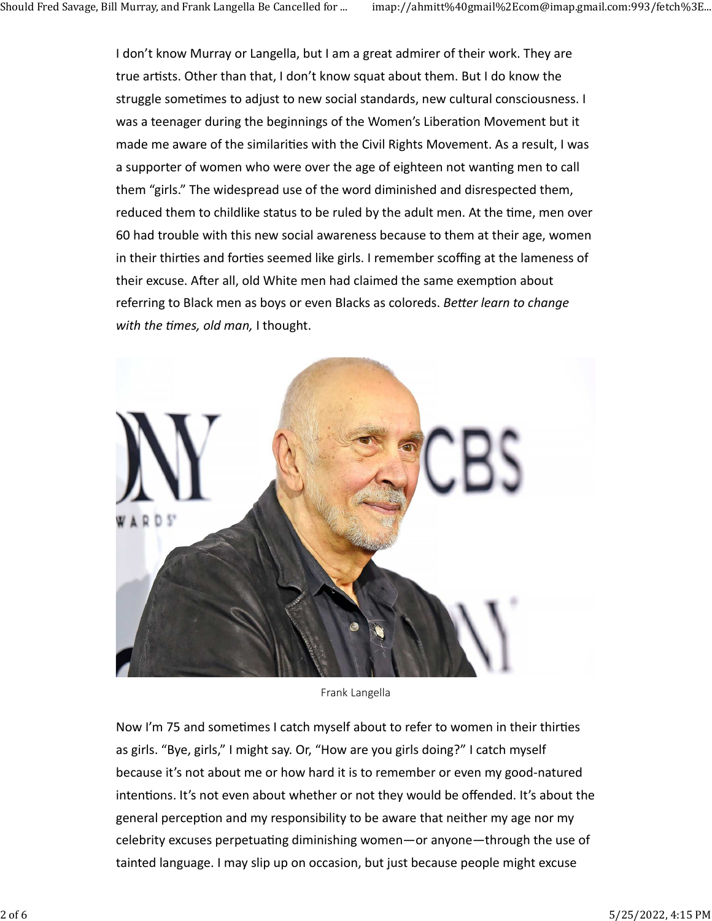I don't know Murray or Langella, but I am a great admirer of their work. They are true artists. Other than that, I don't know squat about them. But I do know the struggle sometimes to adjust to new social standards, new cultural consciousness. I was a teenager during the beginnings of the Women's Liberation Movement but it made me aware of the similarities with the Civil Rights Movement. As a result, I was a supporter of women who were over the age of eighteen not wanting men to call them "girls." The widespread use of the word diminished and disrespected them, reduced them to childlike status to be ruled by the adult men. At the time, men over 60 had trouble with this new social awareness because to them at their age, women in their thirties and forties seemed like girls. I remember scoffing at the lameness of their excuse. After all, old White men had claimed the same exemption about referring to Black men as boys or even Blacks as coloreds. *Better learn to change with the times, old man,* I thought.

Frank Langella

Now I'm 75 and sometimes I catch myself about to refer to women in their thirties as girls. "Bye, girls," I might say. Or, "How are you girls doing?" I catch myself because it's not about me or how hard it is to remember or even my good-natured intentions. It's not even about whether or not they would be offended. It's about the general perception and my responsibility to be aware that neither my age nor my celebrity excuses perpetuating diminishing women—or anyone—through the use of tainted language. I may slip up on occasion, but just because people might excuse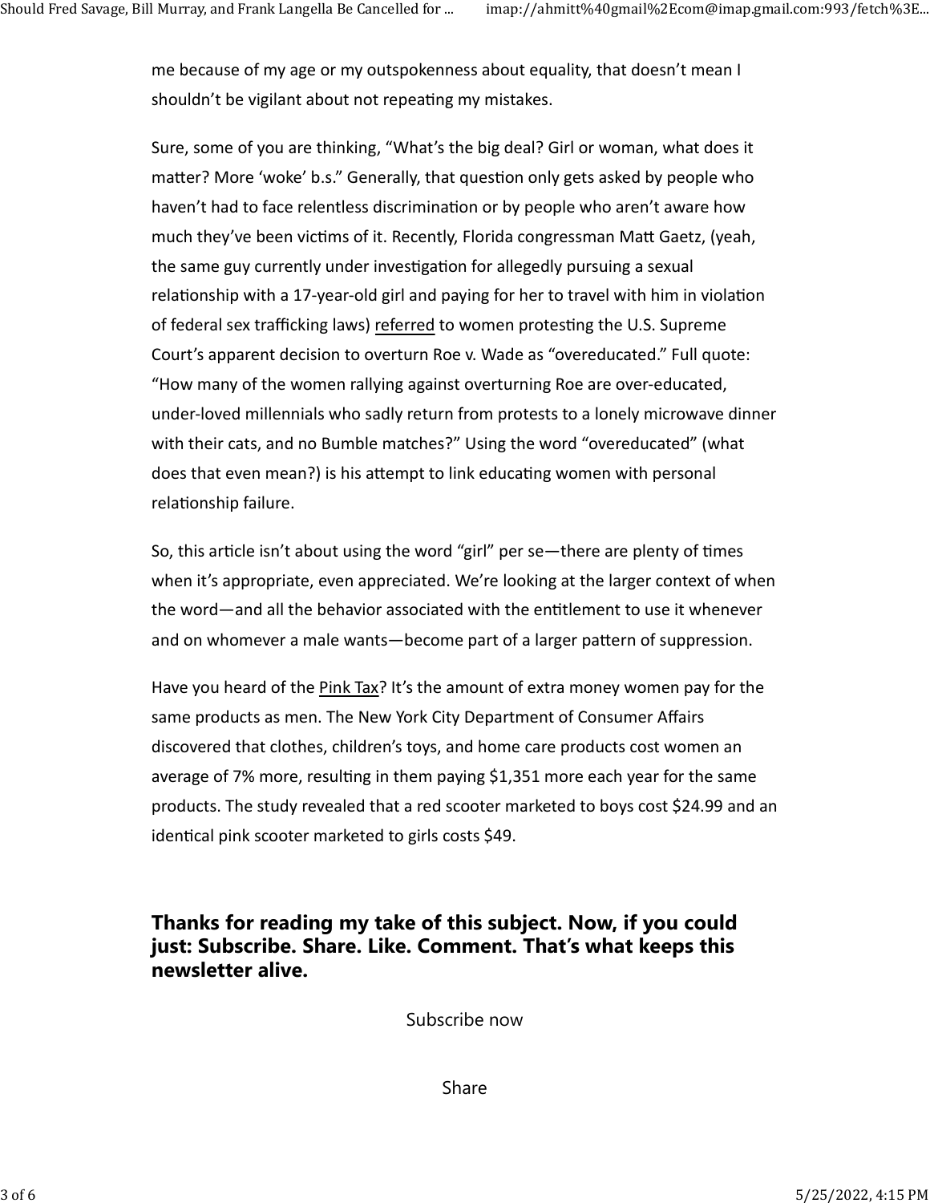me because of my age or my outspokenness about equality, that doesn't mean I shouldn't be vigilant about not repeating my mistakes.

Sure, some of you are thinking, "What's the big deal? Girl or woman, what does it matter? More 'woke' b.s." Generally, that question only gets asked by people who haven't had to face relentless discrimination or by people who aren't aware how much they've been victims of it. Recently, Florida congressman Matt Gaetz, (yeah, the same guy currently under investigation for allegedly pursuing a sexual relationship with a 17-year-old girl and paying for her to travel with him in violation of federal sex trafficking laws) referred to women protesting the U.S. Supreme Court's apparent decision to overturn Roe v. Wade as "overeducated." Full quote: "How many of the women rallying against overturning Roe are over-educated, under-loved millennials who sadly return from protests to a lonely microwave dinner with their cats, and no Bumble matches?" Using the word "overeducated" (what does that even mean?) is his attempt to link educating women with personal relationship failure.

So, this article isn't about using the word "girl" per se—there are plenty of times when it's appropriate, even appreciated. We're looking at the larger context of when the word—and all the behavior associated with the entitlement to use it whenever and on whomever a male wants—become part of a larger pattern of suppression.

Have you heard of the Pink Tax? It's the amount of extra money women pay for the same products as men. The New York City Department of Consumer Affairs discovered that clothes, children's toys, and home care products cost women an average of 7% more, resulting in them paying $1,351 more each year for the same products. The study revealed that a red scooter marketed to boys cost $24.99 and an identical pink scooter marketed to girls costs $49.

### Thanks for reading my take of this subject. Now, if you could just: Subscribe. Share. Like. Comment. That's what keeps this newsletter alive.

Subscribe now

Share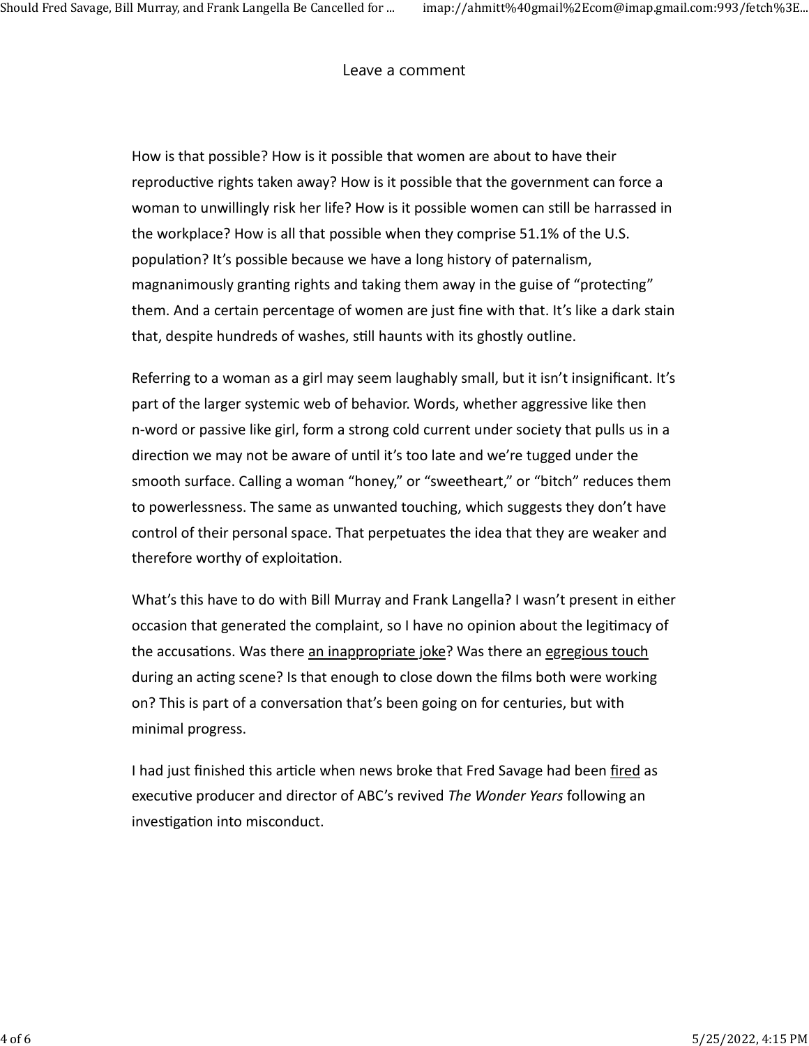Leave a comment

How is that possible? How is it possible that women are about to have their reproductive rights taken away? How is it possible that the government can force a woman to unwillingly risk her life? How is it possible women can still be harrassed in the workplace? How is all that possible when they comprise 51.1% of the U.S. population? It's possible because we have a long history of paternalism, magnanimously granting rights and taking them away in the guise of "protecting" them. And a certain percentage of women are just fine with that. It's like a dark stain that, despite hundreds of washes, still haunts with its ghostly outline.

Referring to a woman as a girl may seem laughably small, but it isn't insignificant. It's part of the larger systemic web of behavior. Words, whether aggressive like then n-word or passive like girl, form a strong cold current under society that pulls us in a direction we may not be aware of until it's too late and we're tugged under the smooth surface. Calling a woman "honey," or "sweetheart," or "bitch" reduces them to powerlessness. The same as unwanted touching, which suggests they don't have control of their personal space. That perpetuates the idea that they are weaker and therefore worthy of exploitation.

What's this have to do with Bill Murray and Frank Langella? I wasn't present in either occasion that generated the complaint, so I have no opinion about the legitimacy of the accusations. Was there an inappropriate joke? Was there an egregious touch during an acting scene? Is that enough to close down the films both were working on? This is part of a conversation that's been going on for centuries, but with minimal progress.

I had just finished this article when news broke that Fred Savage had been fired as executive producer and director of ABC's revived *The Wonder Years* following an investigation into misconduct.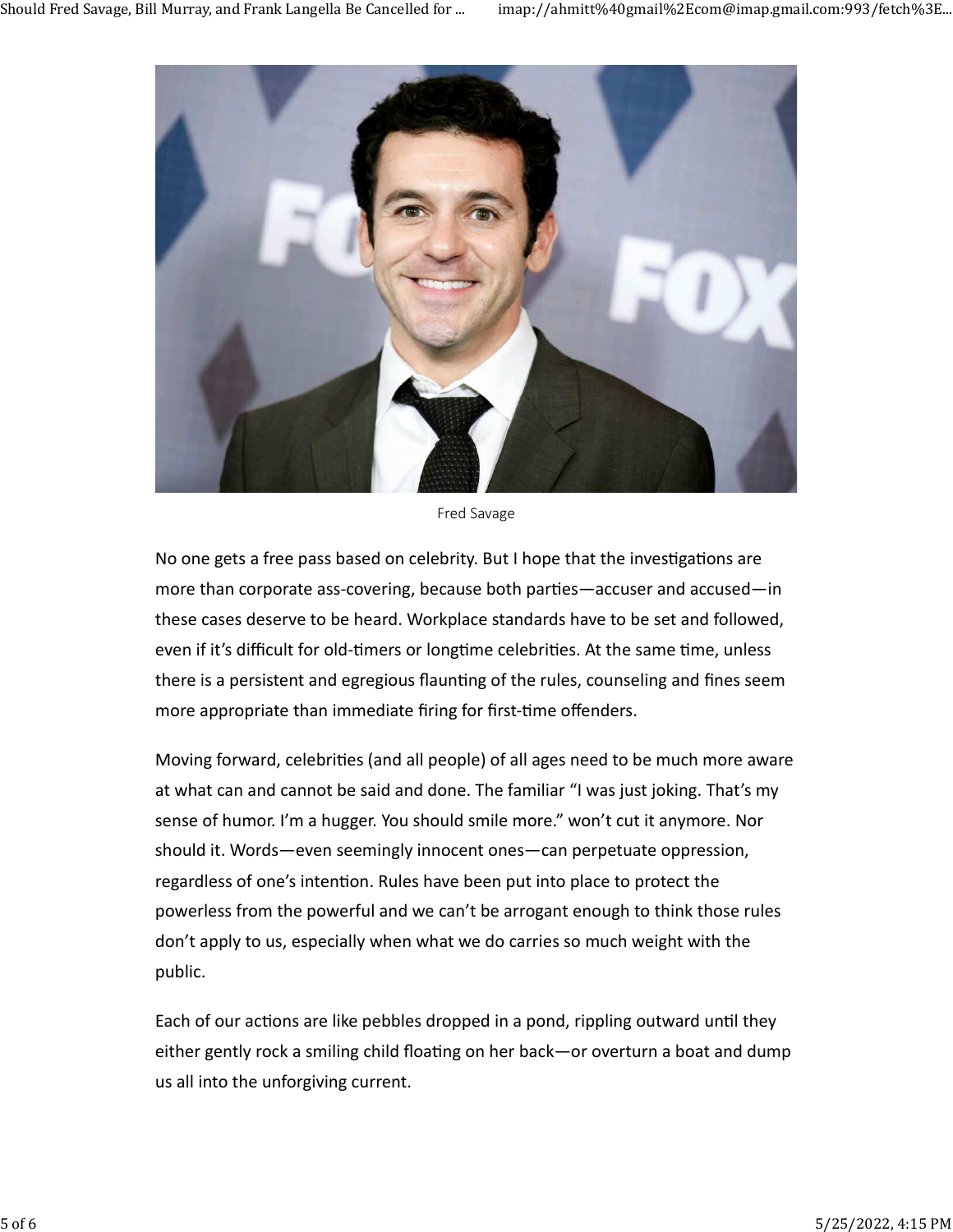Fred Savage

No one gets a free pass based on celebrity. But I hope that the investigations are more than corporate ass-covering, because both parties—accuser and accused—in these cases deserve to be heard. Workplace standards have to be set and followed, even if it's difficult for old-timers or longtime celebrities. At the same time, unless there is a persistent and egregious flaunting of the rules, counseling and fines seem more appropriate than immediate firing for first-time offenders.

Moving forward, celebrities (and all people) of all ages need to be much more aware at what can and cannot be said and done. The familiar "I was just joking. That's my sense of humor. I'm a hugger. You should smile more." won't cut it anymore. Nor should it. Words—even seemingly innocent ones—can perpetuate oppression, regardless of one's intention. Rules have been put into place to protect the powerless from the powerful and we can't be arrogant enough to think those rules don't apply to us, especially when what we do carries so much weight with the public.

Each of our actions are like pebbles dropped in a pond, rippling outward until they either gently rock a smiling child floating on her back—or overturn a boat and dump us all into the unforgiving current.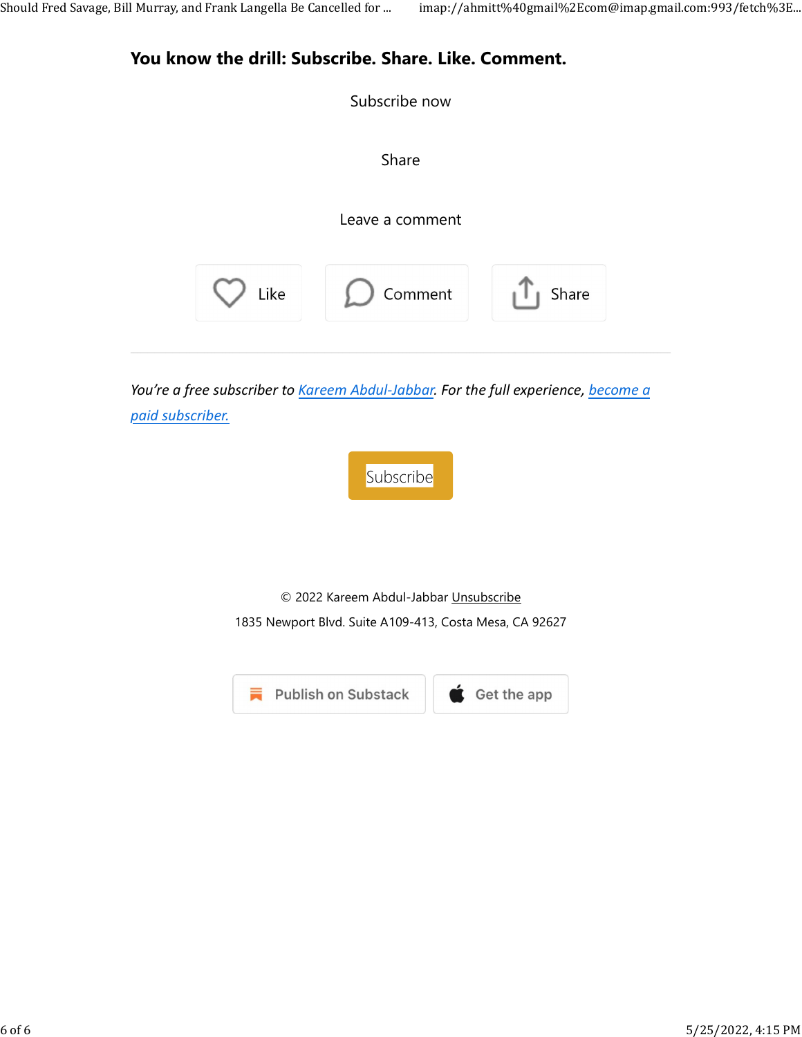**You know the drill: Subscribe. Share. Like. Comment.**

Subscribe now

Share

Leave a comment

Like Comment Share

---

*You're a free subscriber to [Kareem Abdul-Jabbar](). For the full experience, [become a paid subscriber.]()*

Subscribe

© 2022 Kareem Abdul-Jabbar Unsubscribe

1835 Newport Blvd. Suite A109-413, Costa Mesa, CA 92627

Publish on Substack Get the app